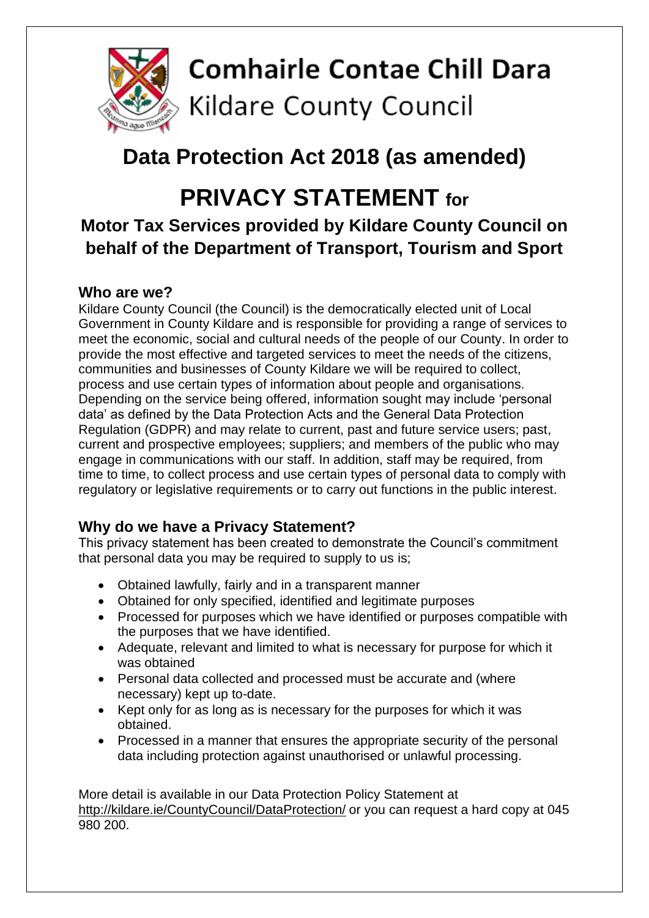# Comhairle Contae Chill Dara

Kildare County Council

# Data Protection Act 2018 (as amended)

# PRIVACY STATEMENT for

## Motor Tax Services provided by Kildare County Council on behalf of the Department of Transport, Tourism and Sport

### Who are we?

Kildare County Council (the Council) is the democratically elected unit of Local Government in County Kildare and is responsible for providing a range of services to meet the economic, social and cultural needs of the people of our County. In order to provide the most effective and targeted services to meet the needs of the citizens, communities and businesses of County Kildare we will be required to collect, process and use certain types of information about people and organisations. Depending on the service being offered, information sought may include 'personal data' as defined by the Data Protection Acts and the General Data Protection Regulation (GDPR) and may relate to current, past and future service users; past, current and prospective employees; suppliers; and members of the public who may engage in communications with our staff. In addition, staff may be required, from time to time, to collect process and use certain types of personal data to comply with regulatory or legislative requirements or to carry out functions in the public interest.

### Why do we have a Privacy Statement?

This privacy statement has been created to demonstrate the Council's commitment that personal data you may be required to supply to us is;

- Obtained lawfully, fairly and in a transparent manner
- Obtained for only specified, identified and legitimate purposes
- Processed for purposes which we have identified or purposes compatible with the purposes that we have identified.
- Adequate, relevant and limited to what is necessary for purpose for which it was obtained
- Personal data collected and processed must be accurate and (where necessary) kept up to-date.
- Kept only for as long as is necessary for the purposes for which it was obtained.
- Processed in a manner that ensures the appropriate security of the personal data including protection against unauthorised or unlawful processing.

More detail is available in our Data Protection Policy Statement at http://kildare.ie/CountyCouncil/DataProtection/ or you can request a hard copy at 045 980 200.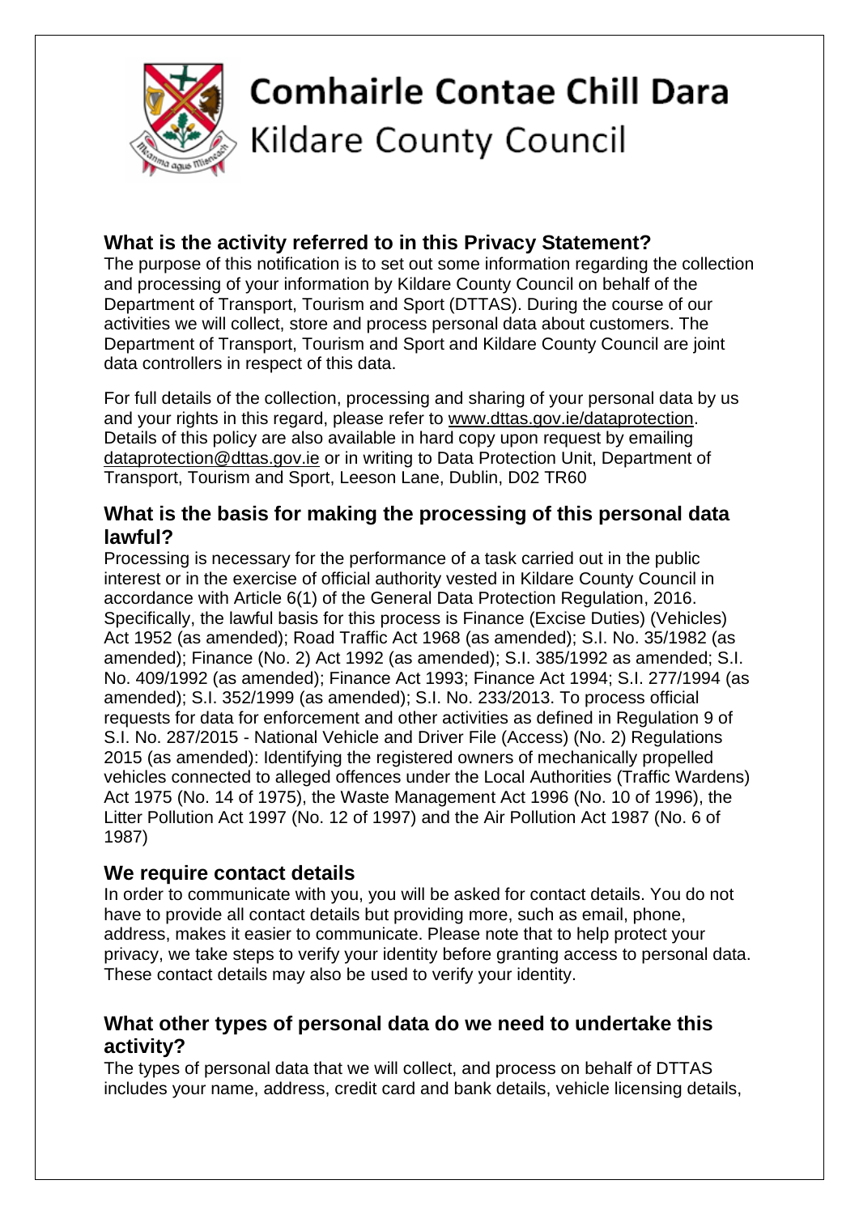# Comhairle Contae Chill Dara
Kildare County Council

## What is the activity referred to in this Privacy Statement?

The purpose of this notification is to set out some information regarding the collection and processing of your information by Kildare County Council on behalf of the Department of Transport, Tourism and Sport (DTTAS). During the course of our activities we will collect, store and process personal data about customers. The Department of Transport, Tourism and Sport and Kildare County Council are joint data controllers in respect of this data.

For full details of the collection, processing and sharing of your personal data by us and your rights in this regard, please refer to www.dttas.gov.ie/dataprotection. Details of this policy are also available in hard copy upon request by emailing dataprotection@dttas.gov.ie or in writing to Data Protection Unit, Department of Transport, Tourism and Sport, Leeson Lane, Dublin, D02 TR60

## What is the basis for making the processing of this personal data lawful?

Processing is necessary for the performance of a task carried out in the public interest or in the exercise of official authority vested in Kildare County Council in accordance with Article 6(1) of the General Data Protection Regulation, 2016. Specifically, the lawful basis for this process is Finance (Excise Duties) (Vehicles) Act 1952 (as amended); Road Traffic Act 1968 (as amended); S.I. No. 35/1982 (as amended); Finance (No. 2) Act 1992 (as amended); S.I. 385/1992 as amended; S.I. No. 409/1992 (as amended); Finance Act 1993; Finance Act 1994; S.I. 277/1994 (as amended); S.I. 352/1999 (as amended); S.I. No. 233/2013. To process official requests for data for enforcement and other activities as defined in Regulation 9 of S.I. No. 287/2015 - National Vehicle and Driver File (Access) (No. 2) Regulations 2015 (as amended): Identifying the registered owners of mechanically propelled vehicles connected to alleged offences under the Local Authorities (Traffic Wardens) Act 1975 (No. 14 of 1975), the Waste Management Act 1996 (No. 10 of 1996), the Litter Pollution Act 1997 (No. 12 of 1997) and the Air Pollution Act 1987 (No. 6 of 1987)

## We require contact details

In order to communicate with you, you will be asked for contact details. You do not have to provide all contact details but providing more, such as email, phone, address, makes it easier to communicate. Please note that to help protect your privacy, we take steps to verify your identity before granting access to personal data. These contact details may also be used to verify your identity.

## What other types of personal data do we need to undertake this activity?

The types of personal data that we will collect, and process on behalf of DTTAS includes your name, address, credit card and bank details, vehicle licensing details,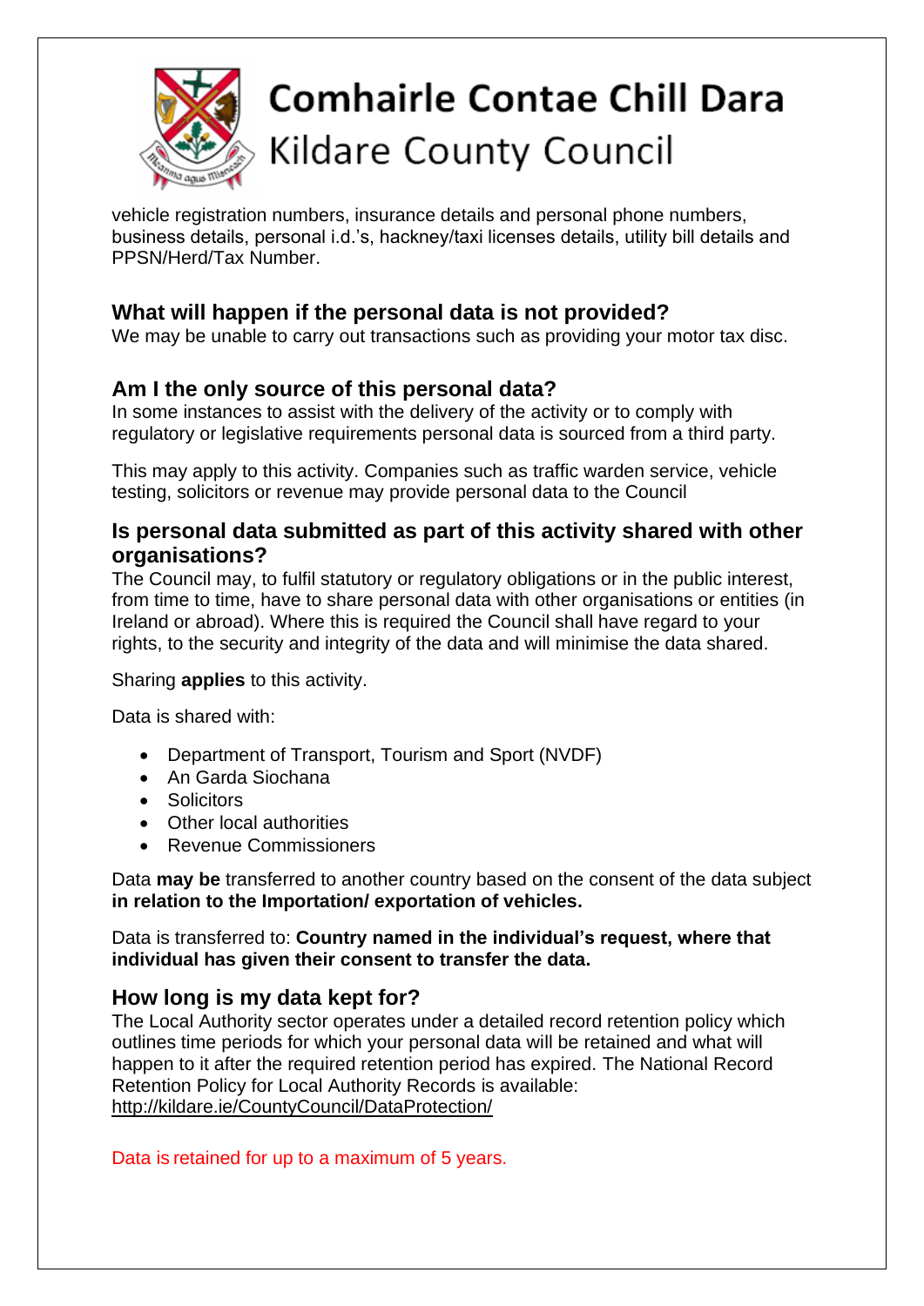vehicle registration numbers, insurance details and personal phone numbers, business details, personal i.d.'s, hackney/taxi licenses details, utility bill details and PPSN/Herd/Tax Number.

## What will happen if the personal data is not provided?

We may be unable to carry out transactions such as providing your motor tax disc.

## Am I the only source of this personal data?

In some instances to assist with the delivery of the activity or to comply with regulatory or legislative requirements personal data is sourced from a third party.

This may apply to this activity. Companies such as traffic warden service, vehicle testing, solicitors or revenue may provide personal data to the Council

## Is personal data submitted as part of this activity shared with other organisations?

The Council may, to fulfil statutory or regulatory obligations or in the public interest, from time to time, have to share personal data with other organisations or entities (in Ireland or abroad). Where this is required the Council shall have regard to your rights, to the security and integrity of the data and will minimise the data shared.

Sharing **applies** to this activity.

Data is shared with:

- Department of Transport, Tourism and Sport (NVDF)
- An Garda Siochana
- Solicitors
- Other local authorities
- Revenue Commissioners

Data **may be** transferred to another country based on the consent of the data subject **in relation to the Importation/ exportation of vehicles.**

Data is transferred to: **Country named in the individual's request, where that individual has given their consent to transfer the data.**

## How long is my data kept for?

The Local Authority sector operates under a detailed record retention policy which outlines time periods for which your personal data will be retained and what will happen to it after the required retention period has expired. The National Record Retention Policy for Local Authority Records is available: http://kildare.ie/CountyCouncil/DataProtection/

Data is retained for up to a maximum of 5 years.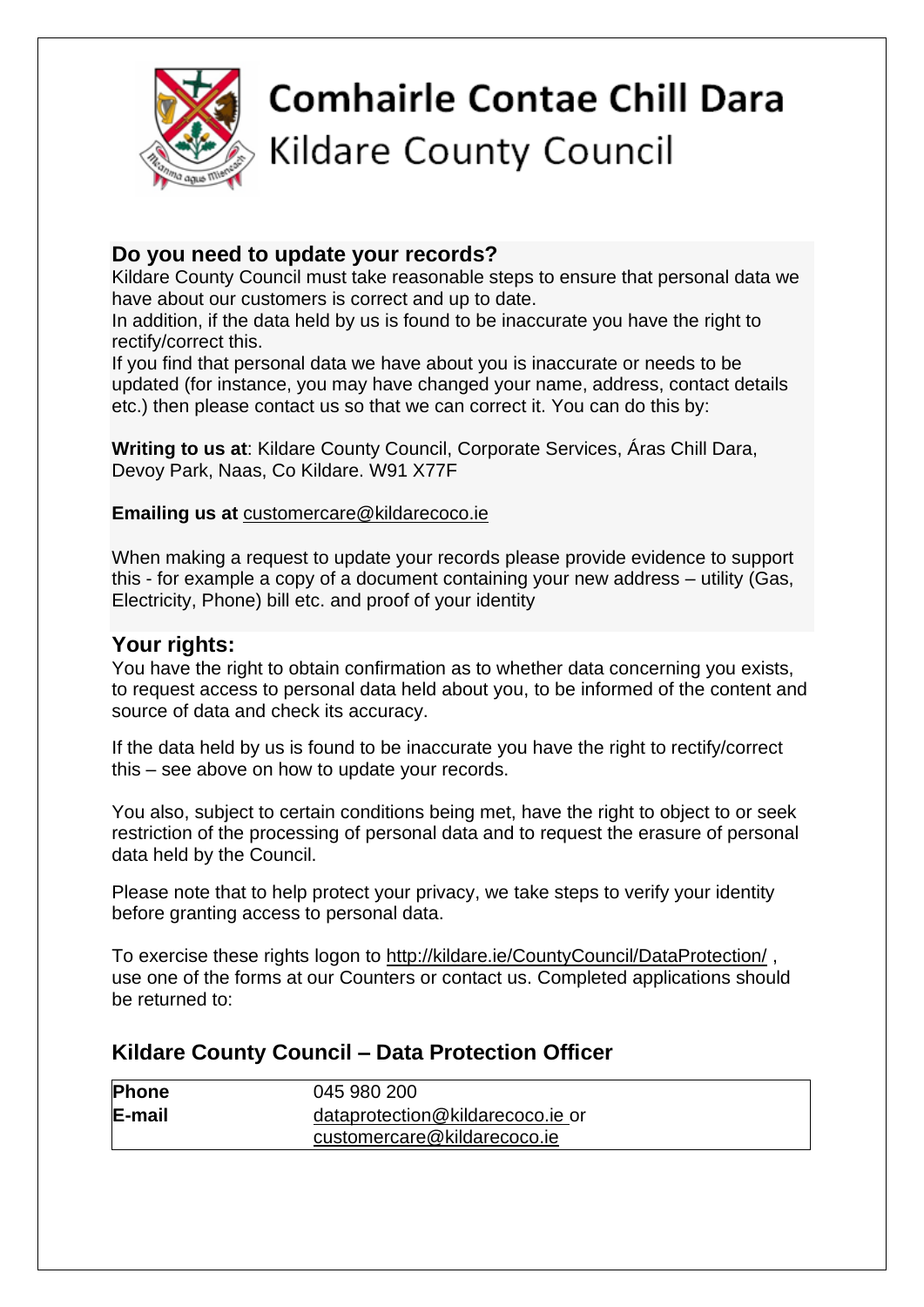# Comhairle Contae Chill Dara
Kildare County Council

## Do you need to update your records?

Kildare County Council must take reasonable steps to ensure that personal data we have about our customers is correct and up to date.

In addition, if the data held by us is found to be inaccurate you have the right to rectify/correct this.

If you find that personal data we have about you is inaccurate or needs to be updated (for instance, you may have changed your name, address, contact details etc.) then please contact us so that we can correct it. You can do this by:

**Writing to us at**: Kildare County Council, Corporate Services, Áras Chill Dara, Devoy Park, Naas, Co Kildare. W91 X77F

**Emailing us at** customercare@kildarecoco.ie

When making a request to update your records please provide evidence to support this - for example a copy of a document containing your new address – utility (Gas, Electricity, Phone) bill etc. and proof of your identity

## Your rights:

You have the right to obtain confirmation as to whether data concerning you exists, to request access to personal data held about you, to be informed of the content and source of data and check its accuracy.

If the data held by us is found to be inaccurate you have the right to rectify/correct this – see above on how to update your records.

You also, subject to certain conditions being met, have the right to object to or seek restriction of the processing of personal data and to request the erasure of personal data held by the Council.

Please note that to help protect your privacy, we take steps to verify your identity before granting access to personal data.

To exercise these rights logon to http://kildare.ie/CountyCouncil/DataProtection/ , use one of the forms at our Counters or contact us. Completed applications should be returned to:

## Kildare County Council – Data Protection Officer

| | |
|---|---|
| **Phone** | 045 980 200 |
| **E-mail** | dataprotection@kildarecoco.ie or customercare@kildarecoco.ie |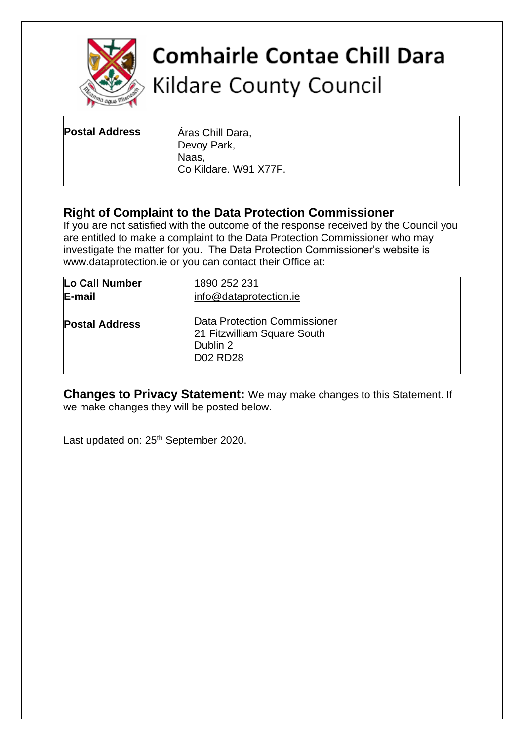# Comhairle Contae Chill Dara
## Kildare County Council

| | |
|---|---|
| **Postal Address** | Áras Chill Dara,<br>Devoy Park,<br>Naas,<br>Co Kildare. W91 X77F. |

## Right of Complaint to the Data Protection Commissioner

If you are not satisfied with the outcome of the response received by the Council you are entitled to make a complaint to the Data Protection Commissioner who may investigate the matter for you. The Data Protection Commissioner's website is www.dataprotection.ie or you can contact their Office at:

| | |
|---|---|
| **Lo Call Number** | 1890 252 231 |
| **E-mail** | info@dataprotection.ie |
| **Postal Address** | Data Protection Commissioner<br>21 Fitzwilliam Square South<br>Dublin 2<br>D02 RD28 |

**Changes to Privacy Statement:** We may make changes to this Statement. If we make changes they will be posted below.

Last updated on: 25th September 2020.